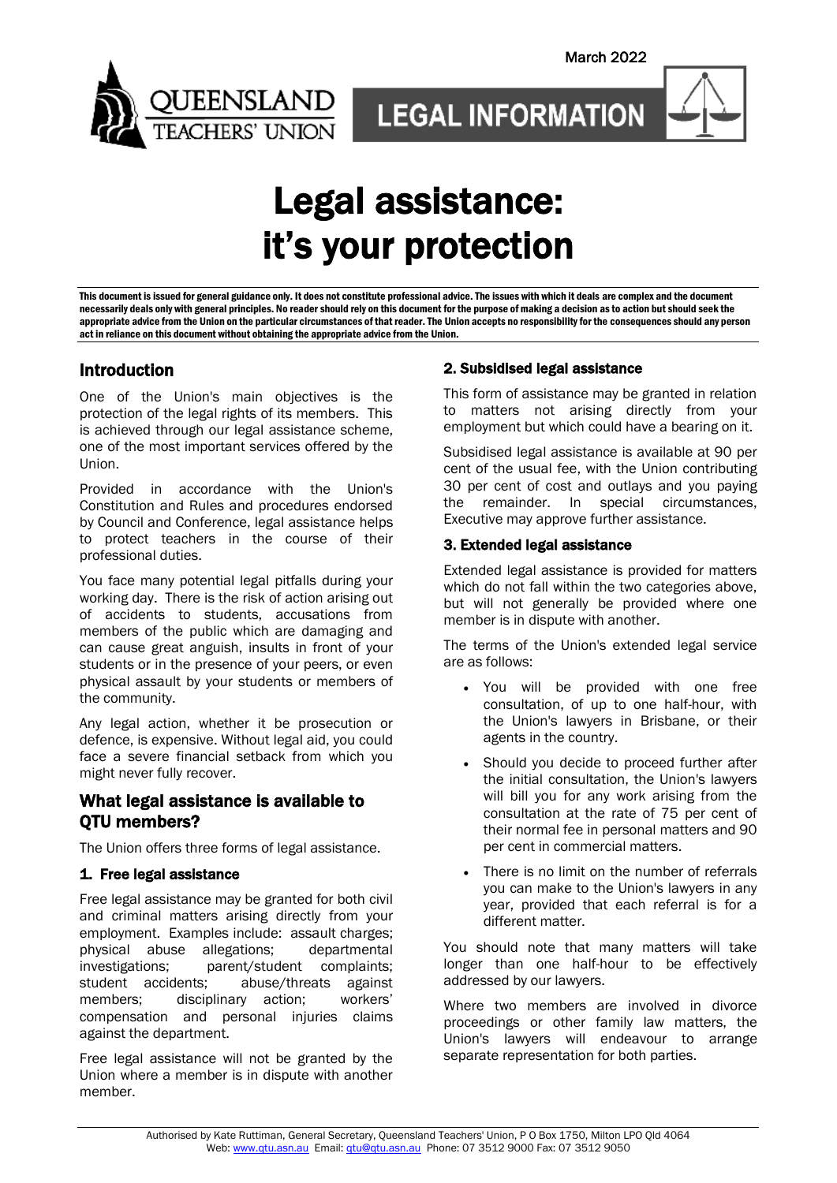March 2022

QUEENSLAND TEACHERS' UNION

LEGAL INFORMATION

# Legal assistance: it's your protection

**This document is issued for general guidance only. It does not constitute professional advice. The issues with which it deals are complex and the document necessarily deals only with general principles. No reader should rely on this document for the purpose of making a decision as to action but should seek the appropriate advice from the Union on the particular circumstances of that reader. The Union accepts no responsibility for the consequences should any person act in reliance on this document without obtaining the appropriate advice from the Union.**

## Introduction

One of the Union's main objectives is the protection of the legal rights of its members. This is achieved through our legal assistance scheme, one of the most important services offered by the Union.

Provided in accordance with the Union's Constitution and Rules and procedures endorsed by Council and Conference, legal assistance helps to protect teachers in the course of their professional duties.

You face many potential legal pitfalls during your working day. There is the risk of action arising out of accidents to students, accusations from members of the public which are damaging and can cause great anguish, insults in front of your students or in the presence of your peers, or even physical assault by your students or members of the community.

Any legal action, whether it be prosecution or defence, is expensive. Without legal aid, you could face a severe financial setback from which you might never fully recover.

## What legal assistance is available to QTU members?

The Union offers three forms of legal assistance.

### 1. Free legal assistance

Free legal assistance may be granted for both civil and criminal matters arising directly from your employment. Examples include: assault charges; physical abuse allegations; departmental investigations; parent/student complaints; student accidents; abuse/threats against members; disciplinary action; workers' compensation and personal injuries claims against the department.

Free legal assistance will not be granted by the Union where a member is in dispute with another member.

### 2. Subsidised legal assistance

This form of assistance may be granted in relation to matters not arising directly from your employment but which could have a bearing on it.

Subsidised legal assistance is available at 90 per cent of the usual fee, with the Union contributing 30 per cent of cost and outlays and you paying the remainder. In special circumstances, Executive may approve further assistance.

### 3. Extended legal assistance

Extended legal assistance is provided for matters which do not fall within the two categories above, but will not generally be provided where one member is in dispute with another.

The terms of the Union's extended legal service are as follows:

- You will be provided with one free consultation, of up to one half-hour, with the Union's lawyers in Brisbane, or their agents in the country.
- Should you decide to proceed further after the initial consultation, the Union's lawyers will bill you for any work arising from the consultation at the rate of 75 per cent of their normal fee in personal matters and 90 per cent in commercial matters.
- There is no limit on the number of referrals you can make to the Union's lawyers in any year, provided that each referral is for a different matter.

You should note that many matters will take longer than one half-hour to be effectively addressed by our lawyers.

Where two members are involved in divorce proceedings or other family law matters, the Union's lawyers will endeavour to arrange separate representation for both parties.

Authorised by Kate Ruttiman, General Secretary, Queensland Teachers' Union, P O Box 1750, Milton LPO Qld 4064
Web: www.qtu.asn.au Email: qtu@qtu.asn.au Phone: 07 3512 9000 Fax: 07 3512 9050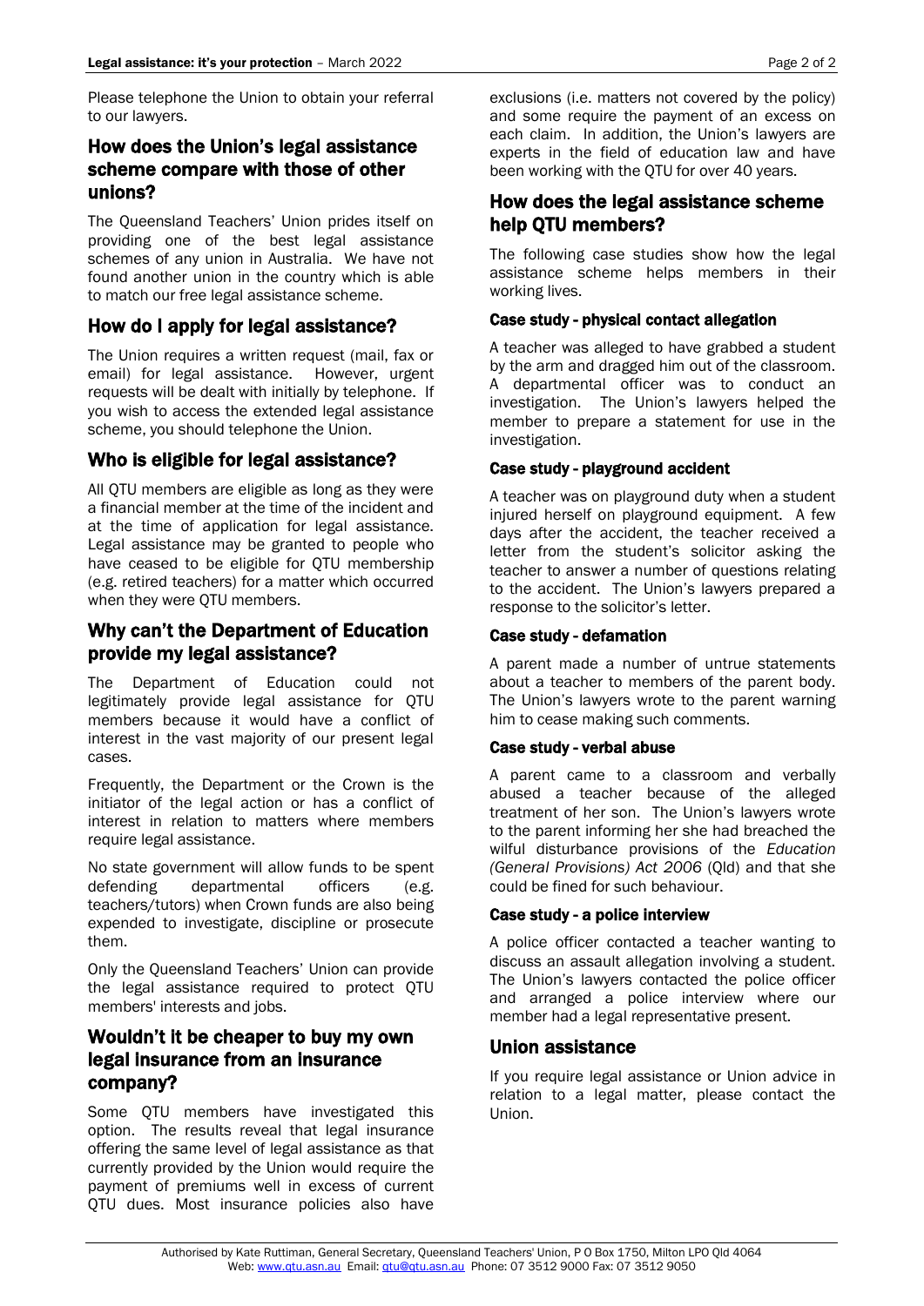Please telephone the Union to obtain your referral to our lawyers.

## How does the Union's legal assistance scheme compare with those of other unions?

The Queensland Teachers' Union prides itself on providing one of the best legal assistance schemes of any union in Australia. We have not found another union in the country which is able to match our free legal assistance scheme.

## How do I apply for legal assistance?

The Union requires a written request (mail, fax or email) for legal assistance. However, urgent requests will be dealt with initially by telephone. If you wish to access the extended legal assistance scheme, you should telephone the Union.

## Who is eligible for legal assistance?

All QTU members are eligible as long as they were a financial member at the time of the incident and at the time of application for legal assistance. Legal assistance may be granted to people who have ceased to be eligible for QTU membership (e.g. retired teachers) for a matter which occurred when they were QTU members.

## Why can't the Department of Education provide my legal assistance?

The Department of Education could not legitimately provide legal assistance for QTU members because it would have a conflict of interest in the vast majority of our present legal cases.

Frequently, the Department or the Crown is the initiator of the legal action or has a conflict of interest in relation to matters where members require legal assistance.

No state government will allow funds to be spent defending departmental officers (e.g. teachers/tutors) when Crown funds are also being expended to investigate, discipline or prosecute them.

Only the Queensland Teachers' Union can provide the legal assistance required to protect QTU members' interests and jobs.

## Wouldn't it be cheaper to buy my own legal insurance from an insurance company?

Some QTU members have investigated this option. The results reveal that legal insurance offering the same level of legal assistance as that currently provided by the Union would require the payment of premiums well in excess of current QTU dues. Most insurance policies also have exclusions (i.e. matters not covered by the policy) and some require the payment of an excess on each claim. In addition, the Union's lawyers are experts in the field of education law and have been working with the QTU for over 40 years.

## How does the legal assistance scheme help QTU members?

The following case studies show how the legal assistance scheme helps members in their working lives.

### Case study - physical contact allegation

A teacher was alleged to have grabbed a student by the arm and dragged him out of the classroom. A departmental officer was to conduct an investigation. The Union's lawyers helped the member to prepare a statement for use in the investigation.

### Case study - playground accident

A teacher was on playground duty when a student injured herself on playground equipment. A few days after the accident, the teacher received a letter from the student's solicitor asking the teacher to answer a number of questions relating to the accident. The Union's lawyers prepared a response to the solicitor's letter.

### Case study - defamation

A parent made a number of untrue statements about a teacher to members of the parent body. The Union's lawyers wrote to the parent warning him to cease making such comments.

### Case study - verbal abuse

A parent came to a classroom and verbally abused a teacher because of the alleged treatment of her son. The Union's lawyers wrote to the parent informing her she had breached the wilful disturbance provisions of the *Education (General Provisions) Act 2006* (Qld) and that she could be fined for such behaviour.

### Case study - a police interview

A police officer contacted a teacher wanting to discuss an assault allegation involving a student. The Union's lawyers contacted the police officer and arranged a police interview where our member had a legal representative present.

## Union assistance

If you require legal assistance or Union advice in relation to a legal matter, please contact the Union.

Authorised by Kate Ruttiman, General Secretary, Queensland Teachers' Union, P O Box 1750, Milton LPO Qld 4064
Web: www.qtu.asn.au Email: qtu@qtu.asn.au Phone: 07 3512 9000 Fax: 07 3512 9050